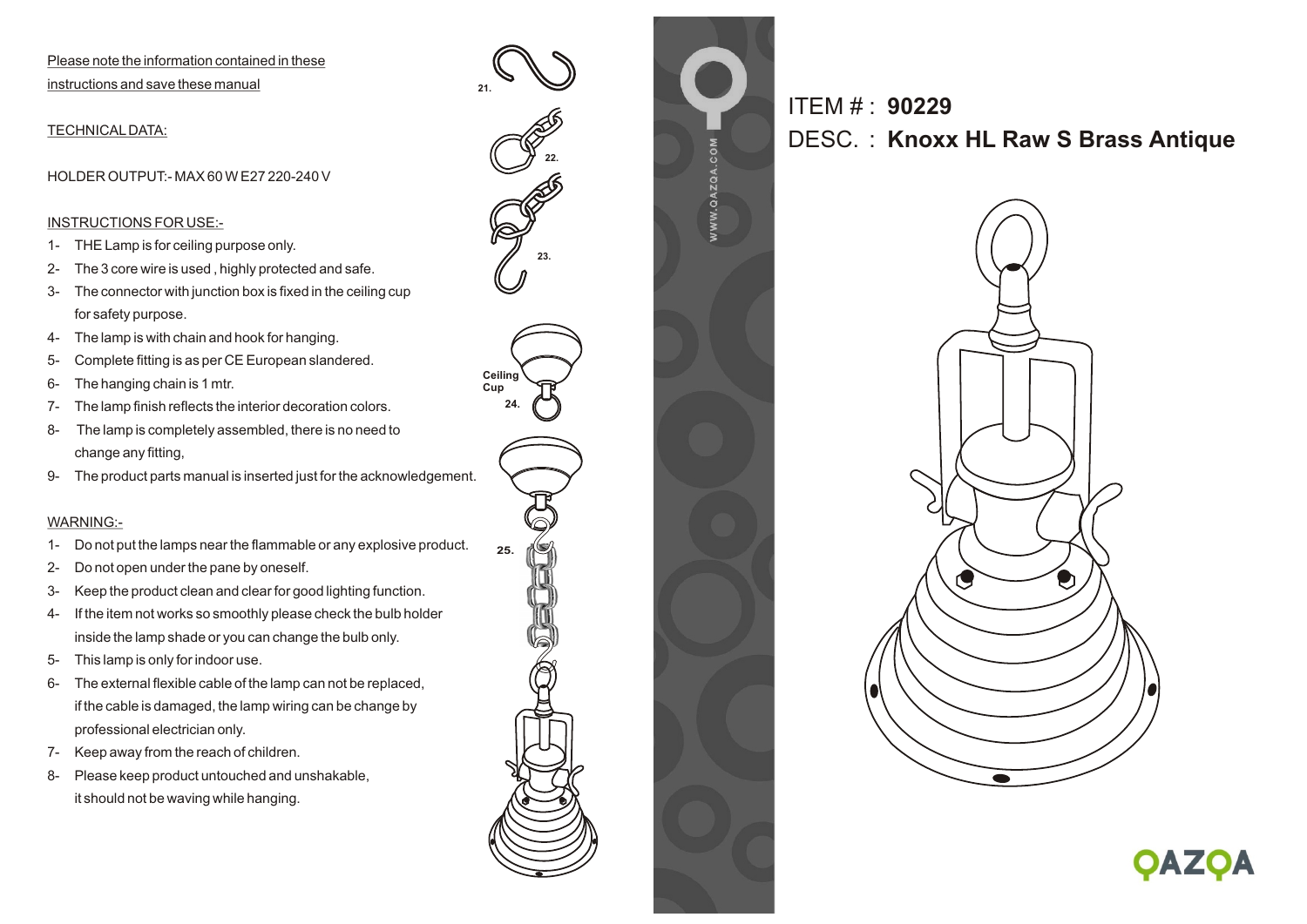Please note the information contained in these instructions and save these manual

TECHNICAL DATA:

HOLDER OUTPUT:- MAX 60 W E27 220-240 V

INSTRUCTIONS FOR USE:-

1- THE Lamp is for ceiling purpose only.
2- The 3 core wire is used , highly protected and safe.
3- The connector with junction box is fixed in the ceiling cup for safety purpose.
4- The lamp is with chain and hook for hanging.
5- Complete fitting is as per CE European slandered.
6- The hanging chain is 1 mtr.
7- The lamp finish reflects the interior decoration colors.
8- The lamp is completely assembled, there is no need to change any fitting,
9- The product parts manual is inserted just for the acknowledgement.

WARNING:-

1- Do not put the lamps near the flammable or any explosive product.
2- Do not open under the pane by oneself.
3- Keep the product clean and clear for good lighting function.
4- If the item not works so smoothly please check the bulb holder inside the lamp shade or you can change the bulb only.
5- This lamp is only for indoor use.
6- The external flexible cable of the lamp can not be replaced, if the cable is damaged, the lamp wiring can be change by professional electrician only.
7- Keep away from the reach of children.
8- Please keep product untouched and unshakable, it should not be waving while hanging.

21.

22.

23.

Ceiling Cup

24.

25.

WWW.QAZQA.COM

ITEM # : **90229**

DESC. : **Knoxx HL Raw S Brass Antique**

QAZQA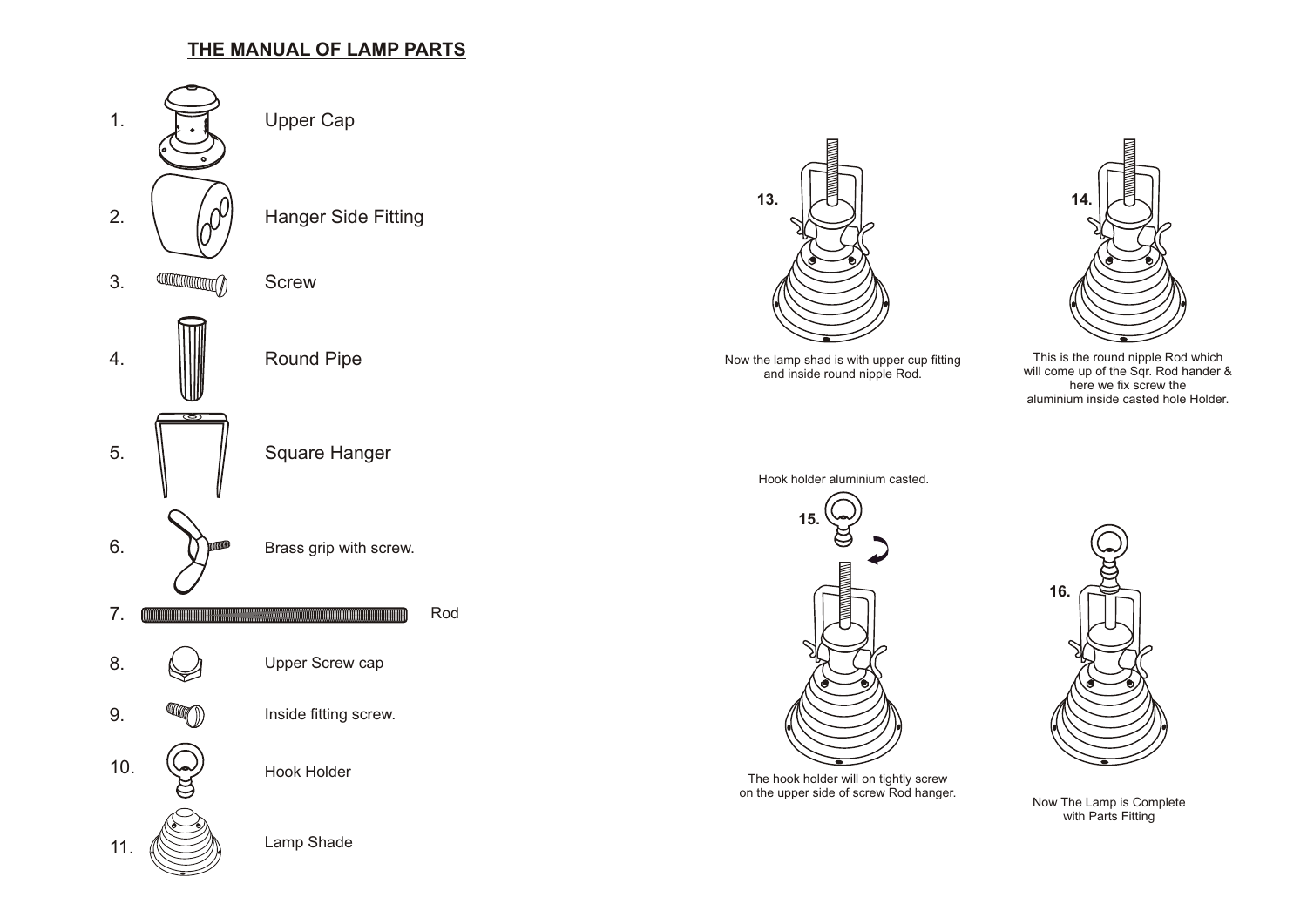## THE MANUAL OF LAMP PARTS

1. Upper Cap
2. Hanger Side Fitting
3. Screw
4. Round Pipe
5. Square Hanger
6. Brass grip with screw.
7. Rod
8. Upper Screw cap
9. Inside fitting screw.
10. Hook Holder
11. Lamp Shade

**13.**

Now the lamp shad is with upper cup fitting and inside round nipple Rod.

**14.**

This is the round nipple Rod which will come up of the Sqr. Rod hander & here we fix screw the aluminium inside casted hole Holder.

Hook holder aluminium casted.

**15.**

The hook holder will on tightly screw on the upper side of screw Rod hanger.

**16.**

Now The Lamp is Complete with Parts Fitting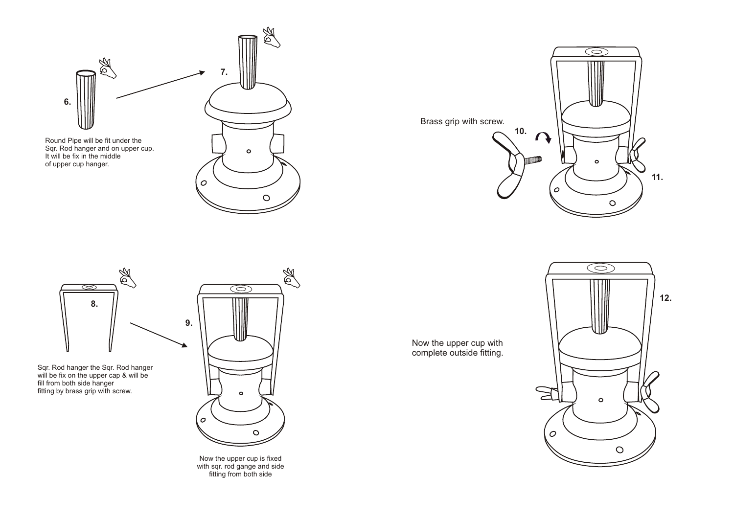**6.**

Round Pipe will be fit under the Sqr. Rod hanger and on upper cup. It will be fix in the middle of upper cup hanger.

**7.**

**8.**

Sqr. Rod hanger the Sqr. Rod hanger will be fix on the upper cap & will be fill from both side hanger fitting by brass grip with screw.

**9.**

Now the upper cup is fixed with sqr. rod gange and side fitting from both side

Brass grip with screw.

**10.**

**11.**

**12.**

Now the upper cup with complete outside fitting.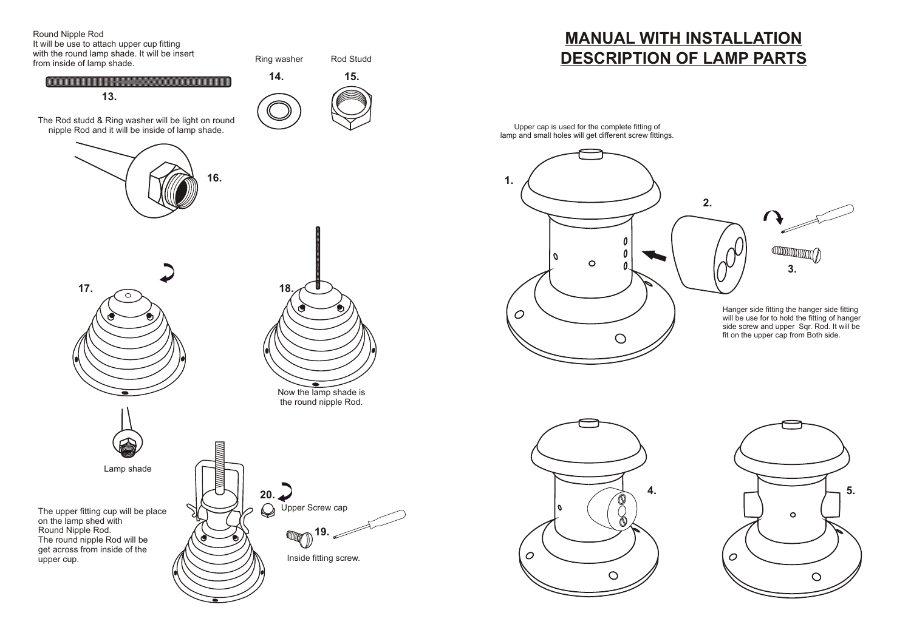# MANUAL WITH INSTALLATION DESCRIPTION OF LAMP PARTS

Round Nipple Rod
It will be use to attach upper cup fitting with the round lamp shade. It will be insert from inside of lamp shade.

13.

Ring washer

14.

Rod Studd

15.

The Rod studd & Ring washer will be light on round nipple Rod and it will be inside of lamp shade.

16.

17.

18.

Now the lamp shade is the round nipple Rod.

Lamp shade

The upper fitting cup will be place on the lamp shed with Round Nipple Rod.
The round nipple Rod will be get across from inside of the upper cup.

20. Upper Screw cap

19.

Inside fitting screw.

Upper cap is used for the complete fitting of lamp and small holes will get different screw fittings.

1.

2.

3.

Hanger side fitting the hanger side fitting will be use for to hold the fitting of hanger side screw and upper Sqr. Rod. It will be fit on the upper cap from Both side.

4.

5.